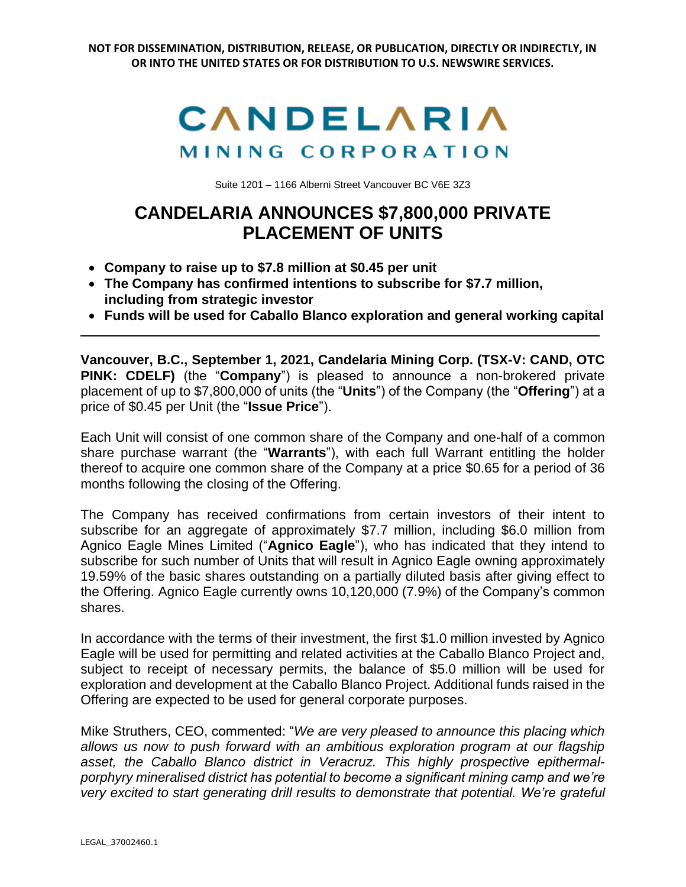**NOT FOR DISSEMINATION, DISTRIBUTION, RELEASE, OR PUBLICATION, DIRECTLY OR INDIRECTLY, IN OR INTO THE UNITED STATES OR FOR DISTRIBUTION TO U.S. NEWSWIRE SERVICES.**

CANDELARIA
MINING CORPORATION

Suite 1201 – 1166 Alberni Street Vancouver BC V6E 3Z3

# CANDELARIA ANNOUNCES $7,800,000 PRIVATE PLACEMENT OF UNITS

- **Company to raise up to $7.8 million at $0.45 per unit**
- **The Company has confirmed intentions to subscribe for $7.7 million, including from strategic investor**
- **Funds will be used for Caballo Blanco exploration and general working capital**

---

**Vancouver, B.C., September 1, 2021, Candelaria Mining Corp. (TSX-V: CAND, OTC PINK: CDELF)** (the "**Company**") is pleased to announce a non-brokered private placement of up to $7,800,000 of units (the "**Units**") of the Company (the "**Offering**") at a price of $0.45 per Unit (the "**Issue Price**").

Each Unit will consist of one common share of the Company and one-half of a common share purchase warrant (the "**Warrants**"), with each full Warrant entitling the holder thereof to acquire one common share of the Company at a price $0.65 for a period of 36 months following the closing of the Offering.

The Company has received confirmations from certain investors of their intent to subscribe for an aggregate of approximately $7.7 million, including $6.0 million from Agnico Eagle Mines Limited ("**Agnico Eagle**"), who has indicated that they intend to subscribe for such number of Units that will result in Agnico Eagle owning approximately 19.59% of the basic shares outstanding on a partially diluted basis after giving effect to the Offering. Agnico Eagle currently owns 10,120,000 (7.9%) of the Company's common shares.

In accordance with the terms of their investment, the first $1.0 million invested by Agnico Eagle will be used for permitting and related activities at the Caballo Blanco Project and, subject to receipt of necessary permits, the balance of $5.0 million will be used for exploration and development at the Caballo Blanco Project. Additional funds raised in the Offering are expected to be used for general corporate purposes.

Mike Struthers, CEO, commented: "*We are very pleased to announce this placing which allows us now to push forward with an ambitious exploration program at our flagship asset, the Caballo Blanco district in Veracruz. This highly prospective epithermal-porphyry mineralised district has potential to become a significant mining camp and we're very excited to start generating drill results to demonstrate that potential. We're grateful*

LEGAL_37002460.1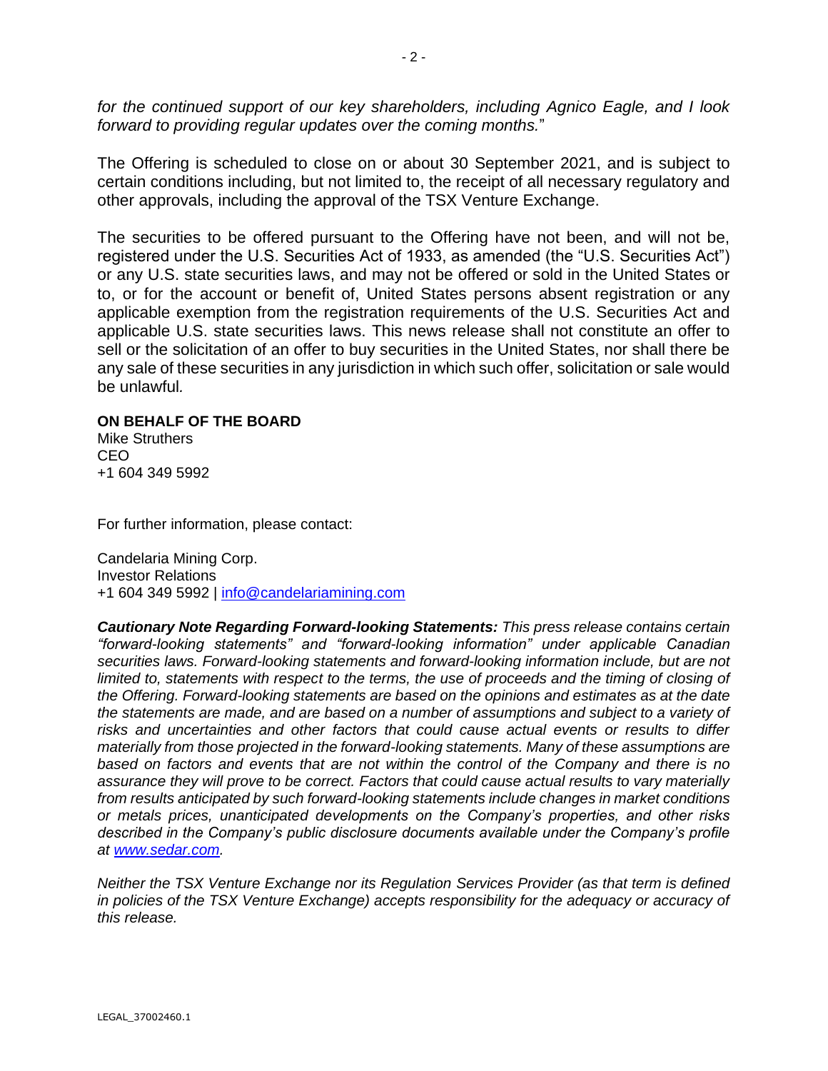*for the continued support of our key shareholders, including Agnico Eagle, and I look forward to providing regular updates over the coming months.*"

The Offering is scheduled to close on or about 30 September 2021, and is subject to certain conditions including, but not limited to, the receipt of all necessary regulatory and other approvals, including the approval of the TSX Venture Exchange.

The securities to be offered pursuant to the Offering have not been, and will not be, registered under the U.S. Securities Act of 1933, as amended (the "U.S. Securities Act") or any U.S. state securities laws, and may not be offered or sold in the United States or to, or for the account or benefit of, United States persons absent registration or any applicable exemption from the registration requirements of the U.S. Securities Act and applicable U.S. state securities laws. This news release shall not constitute an offer to sell or the solicitation of an offer to buy securities in the United States, nor shall there be any sale of these securities in any jurisdiction in which such offer, solicitation or sale would be unlawful.

**ON BEHALF OF THE BOARD**
Mike Struthers
CEO
+1 604 349 5992

For further information, please contact:

Candelaria Mining Corp.
Investor Relations
+1 604 349 5992 | info@candelariamining.com

***Cautionary Note Regarding Forward-looking Statements:*** *This press release contains certain "forward-looking statements" and "forward-looking information" under applicable Canadian securities laws. Forward-looking statements and forward-looking information include, but are not limited to, statements with respect to the terms, the use of proceeds and the timing of closing of the Offering. Forward-looking statements are based on the opinions and estimates as at the date the statements are made, and are based on a number of assumptions and subject to a variety of risks and uncertainties and other factors that could cause actual events or results to differ materially from those projected in the forward-looking statements. Many of these assumptions are based on factors and events that are not within the control of the Company and there is no assurance they will prove to be correct. Factors that could cause actual results to vary materially from results anticipated by such forward-looking statements include changes in market conditions or metals prices, unanticipated developments on the Company's properties, and other risks described in the Company's public disclosure documents available under the Company's profile at www.sedar.com.*

*Neither the TSX Venture Exchange nor its Regulation Services Provider (as that term is defined in policies of the TSX Venture Exchange) accepts responsibility for the adequacy or accuracy of this release.*

LEGAL_37002460.1